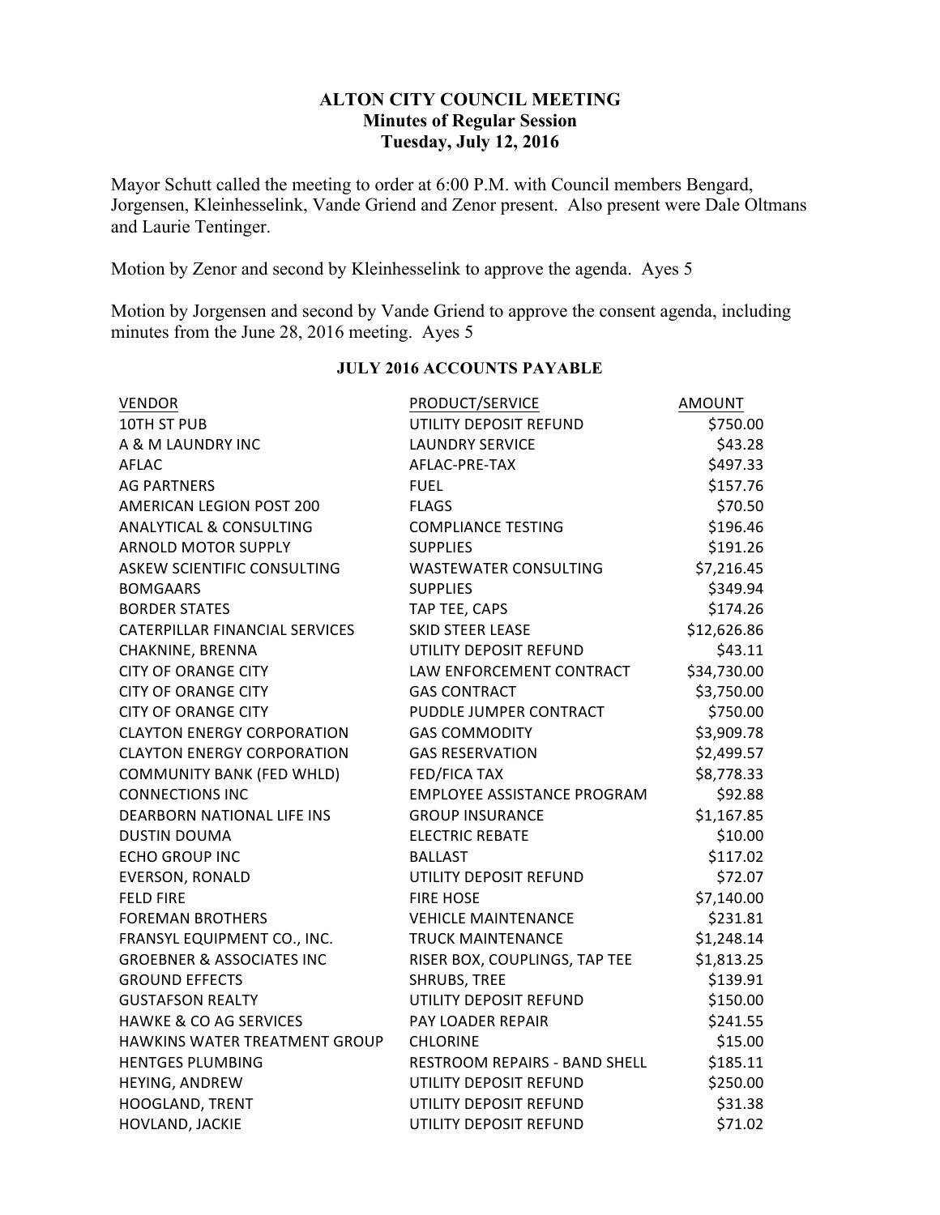# ALTON CITY COUNCIL MEETING
## Minutes of Regular Session
### Tuesday, July 12, 2016

Mayor Schutt called the meeting to order at 6:00 P.M. with Council members Bengard, Jorgensen, Kleinhesselink, Vande Griend and Zenor present. Also present were Dale Oltmans and Laurie Tentinger.

Motion by Zenor and second by Kleinhesselink to approve the agenda. Ayes 5

Motion by Jorgensen and second by Vande Griend to approve the consent agenda, including minutes from the June 28, 2016 meeting. Ayes 5

**JULY 2016 ACCOUNTS PAYABLE**

| VENDOR | PRODUCT/SERVICE | AMOUNT |
|---|---|---|
| 10TH ST PUB | UTILITY DEPOSIT REFUND | $750.00 |
| A & M LAUNDRY INC | LAUNDRY SERVICE | $43.28 |
| AFLAC | AFLAC-PRE-TAX | $497.33 |
| AG PARTNERS | FUEL | $157.76 |
| AMERICAN LEGION POST 200 | FLAGS | $70.50 |
| ANALYTICAL & CONSULTING | COMPLIANCE TESTING | $196.46 |
| ARNOLD MOTOR SUPPLY | SUPPLIES | $191.26 |
| ASKEW SCIENTIFIC CONSULTING | WASTEWATER CONSULTING | $7,216.45 |
| BOMGAARS | SUPPLIES | $349.94 |
| BORDER STATES | TAP TEE, CAPS | $174.26 |
| CATERPILLAR FINANCIAL SERVICES | SKID STEER LEASE | $12,626.86 |
| CHAKNINE, BRENNA | UTILITY DEPOSIT REFUND | $43.11 |
| CITY OF ORANGE CITY | LAW ENFORCEMENT CONTRACT | $34,730.00 |
| CITY OF ORANGE CITY | GAS CONTRACT | $3,750.00 |
| CITY OF ORANGE CITY | PUDDLE JUMPER CONTRACT | $750.00 |
| CLAYTON ENERGY CORPORATION | GAS COMMODITY | $3,909.78 |
| CLAYTON ENERGY CORPORATION | GAS RESERVATION | $2,499.57 |
| COMMUNITY BANK (FED WHLD) | FED/FICA TAX | $8,778.33 |
| CONNECTIONS INC | EMPLOYEE ASSISTANCE PROGRAM | $92.88 |
| DEARBORN NATIONAL LIFE INS | GROUP INSURANCE | $1,167.85 |
| DUSTIN DOUMA | ELECTRIC REBATE | $10.00 |
| ECHO GROUP INC | BALLAST | $117.02 |
| EVERSON, RONALD | UTILITY DEPOSIT REFUND | $72.07 |
| FELD FIRE | FIRE HOSE | $7,140.00 |
| FOREMAN BROTHERS | VEHICLE MAINTENANCE | $231.81 |
| FRANSYL EQUIPMENT CO., INC. | TRUCK MAINTENANCE | $1,248.14 |
| GROEBNER & ASSOCIATES INC | RISER BOX, COUPLINGS, TAP TEE | $1,813.25 |
| GROUND EFFECTS | SHRUBS, TREE | $139.91 |
| GUSTAFSON REALTY | UTILITY DEPOSIT REFUND | $150.00 |
| HAWKE & CO AG SERVICES | PAY LOADER REPAIR | $241.55 |
| HAWKINS WATER TREATMENT GROUP | CHLORINE | $15.00 |
| HENTGES PLUMBING | RESTROOM REPAIRS - BAND SHELL | $185.11 |
| HEYING, ANDREW | UTILITY DEPOSIT REFUND | $250.00 |
| HOOGLAND, TRENT | UTILITY DEPOSIT REFUND | $31.38 |
| HOVLAND, JACKIE | UTILITY DEPOSIT REFUND | $71.02 |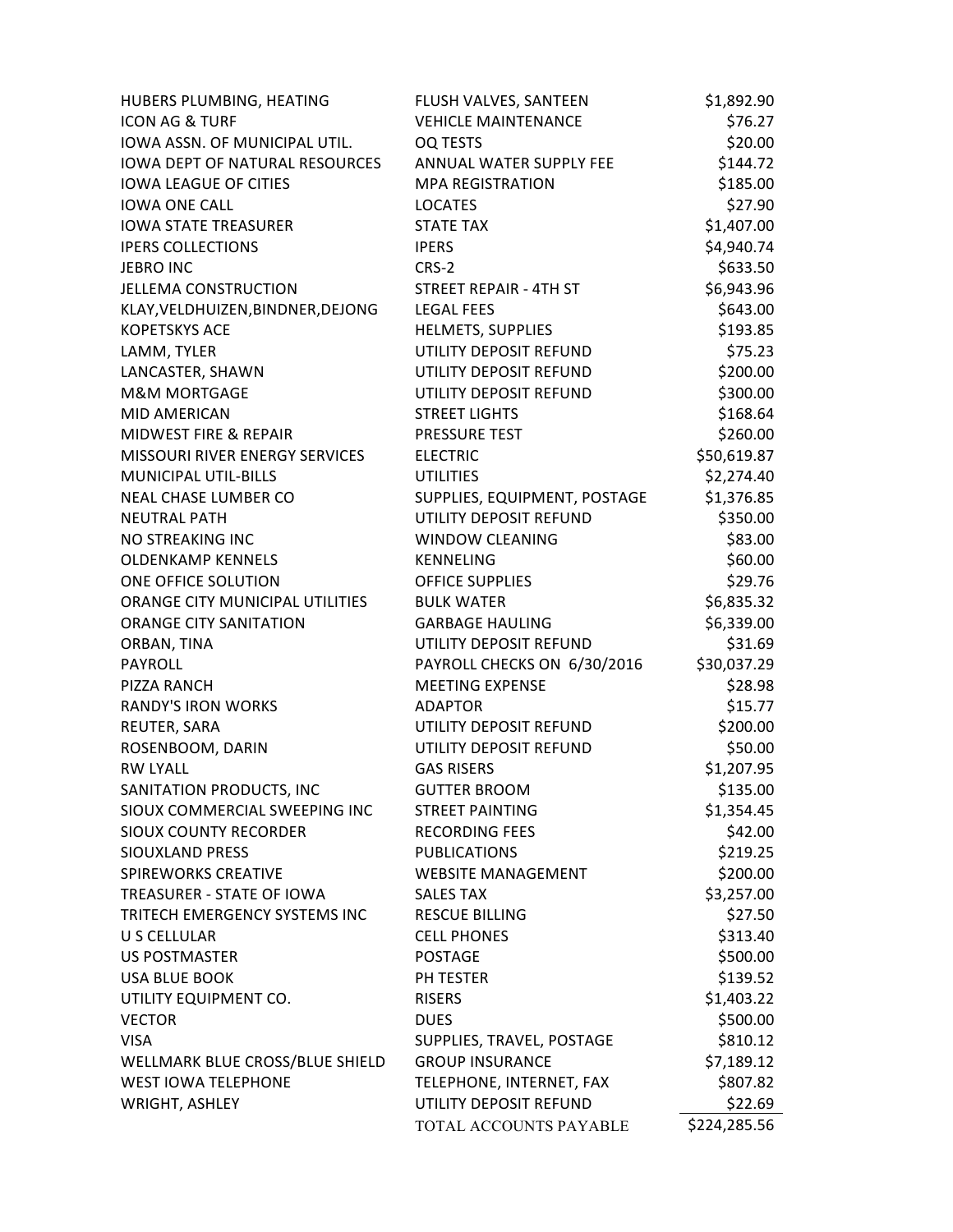| | | |
|---|---|---|
| HUBERS PLUMBING, HEATING | FLUSH VALVES, SANTEEN | $1,892.90 |
| ICON AG & TURF | VEHICLE MAINTENANCE | $76.27 |
| IOWA ASSN. OF MUNICIPAL UTIL. | OQ TESTS | $20.00 |
| IOWA DEPT OF NATURAL RESOURCES | ANNUAL WATER SUPPLY FEE | $144.72 |
| IOWA LEAGUE OF CITIES | MPA REGISTRATION | $185.00 |
| IOWA ONE CALL | LOCATES | $27.90 |
| IOWA STATE TREASURER | STATE TAX | $1,407.00 |
| IPERS COLLECTIONS | IPERS | $4,940.74 |
| JEBRO INC | CRS-2 | $633.50 |
| JELLEMA CONSTRUCTION | STREET REPAIR - 4TH ST | $6,943.96 |
| KLAY,VELDHUIZEN,BINDNER,DEJONG | LEGAL FEES | $643.00 |
| KOPETSKYS ACE | HELMETS, SUPPLIES | $193.85 |
| LAMM, TYLER | UTILITY DEPOSIT REFUND | $75.23 |
| LANCASTER, SHAWN | UTILITY DEPOSIT REFUND | $200.00 |
| M&M MORTGAGE | UTILITY DEPOSIT REFUND | $300.00 |
| MID AMERICAN | STREET LIGHTS | $168.64 |
| MIDWEST FIRE & REPAIR | PRESSURE TEST | $260.00 |
| MISSOURI RIVER ENERGY SERVICES | ELECTRIC | $50,619.87 |
| MUNICIPAL UTIL-BILLS | UTILITIES | $2,274.40 |
| NEAL CHASE LUMBER CO | SUPPLIES, EQUIPMENT, POSTAGE | $1,376.85 |
| NEUTRAL PATH | UTILITY DEPOSIT REFUND | $350.00 |
| NO STREAKING INC | WINDOW CLEANING | $83.00 |
| OLDENKAMP KENNELS | KENNELING | $60.00 |
| ONE OFFICE SOLUTION | OFFICE SUPPLIES | $29.76 |
| ORANGE CITY MUNICIPAL UTILITIES | BULK WATER | $6,835.32 |
| ORANGE CITY SANITATION | GARBAGE HAULING | $6,339.00 |
| ORBAN, TINA | UTILITY DEPOSIT REFUND | $31.69 |
| PAYROLL | PAYROLL CHECKS ON 6/30/2016 | $30,037.29 |
| PIZZA RANCH | MEETING EXPENSE | $28.98 |
| RANDY'S IRON WORKS | ADAPTOR | $15.77 |
| REUTER, SARA | UTILITY DEPOSIT REFUND | $200.00 |
| ROSENBOOM, DARIN | UTILITY DEPOSIT REFUND | $50.00 |
| RW LYALL | GAS RISERS | $1,207.95 |
| SANITATION PRODUCTS, INC | GUTTER BROOM | $135.00 |
| SIOUX COMMERCIAL SWEEPING INC | STREET PAINTING | $1,354.45 |
| SIOUX COUNTY RECORDER | RECORDING FEES | $42.00 |
| SIOUXLAND PRESS | PUBLICATIONS | $219.25 |
| SPIREWORKS CREATIVE | WEBSITE MANAGEMENT | $200.00 |
| TREASURER - STATE OF IOWA | SALES TAX | $3,257.00 |
| TRITECH EMERGENCY SYSTEMS INC | RESCUE BILLING | $27.50 |
| U S CELLULAR | CELL PHONES | $313.40 |
| US POSTMASTER | POSTAGE | $500.00 |
| USA BLUE BOOK | PH TESTER | $139.52 |
| UTILITY EQUIPMENT CO. | RISERS | $1,403.22 |
| VECTOR | DUES | $500.00 |
| VISA | SUPPLIES, TRAVEL, POSTAGE | $810.12 |
| WELLMARK BLUE CROSS/BLUE SHIELD | GROUP INSURANCE | $7,189.12 |
| WEST IOWA TELEPHONE | TELEPHONE, INTERNET, FAX | $807.82 |
| WRIGHT, ASHLEY | UTILITY DEPOSIT REFUND | $22.69 |
| | TOTAL ACCOUNTS PAYABLE | $224,285.56 |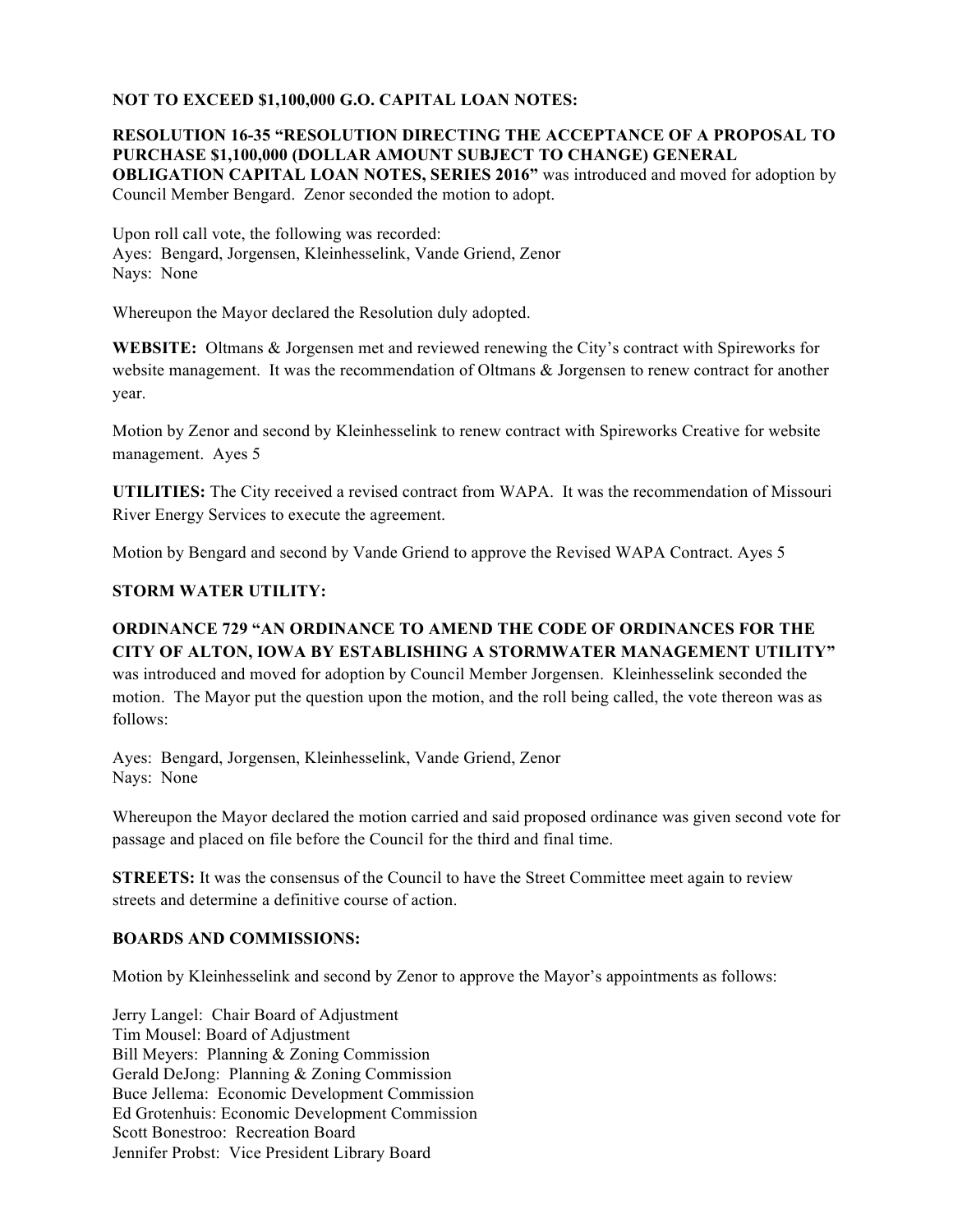**NOT TO EXCEED $1,100,000 G.O. CAPITAL LOAN NOTES:**

**RESOLUTION 16-35 "RESOLUTION DIRECTING THE ACCEPTANCE OF A PROPOSAL TO PURCHASE $1,100,000 (DOLLAR AMOUNT SUBJECT TO CHANGE) GENERAL OBLIGATION CAPITAL LOAN NOTES, SERIES 2016"** was introduced and moved for adoption by Council Member Bengard. Zenor seconded the motion to adopt.

Upon roll call vote, the following was recorded:
Ayes: Bengard, Jorgensen, Kleinhesselink, Vande Griend, Zenor
Nays: None

Whereupon the Mayor declared the Resolution duly adopted.

**WEBSITE:** Oltmans & Jorgensen met and reviewed renewing the City's contract with Spireworks for website management. It was the recommendation of Oltmans & Jorgensen to renew contract for another year.

Motion by Zenor and second by Kleinhesselink to renew contract with Spireworks Creative for website management. Ayes 5

**UTILITIES:** The City received a revised contract from WAPA. It was the recommendation of Missouri River Energy Services to execute the agreement.

Motion by Bengard and second by Vande Griend to approve the Revised WAPA Contract. Ayes 5

**STORM WATER UTILITY:**

**ORDINANCE 729 "AN ORDINANCE TO AMEND THE CODE OF ORDINANCES FOR THE CITY OF ALTON, IOWA BY ESTABLISHING A STORMWATER MANAGEMENT UTILITY"** was introduced and moved for adoption by Council Member Jorgensen. Kleinhesselink seconded the motion. The Mayor put the question upon the motion, and the roll being called, the vote thereon was as follows:

Ayes: Bengard, Jorgensen, Kleinhesselink, Vande Griend, Zenor
Nays: None

Whereupon the Mayor declared the motion carried and said proposed ordinance was given second vote for passage and placed on file before the Council for the third and final time.

**STREETS:** It was the consensus of the Council to have the Street Committee meet again to review streets and determine a definitive course of action.

**BOARDS AND COMMISSIONS:**

Motion by Kleinhesselink and second by Zenor to approve the Mayor's appointments as follows:

Jerry Langel: Chair Board of Adjustment
Tim Mousel: Board of Adjustment
Bill Meyers: Planning & Zoning Commission
Gerald DeJong: Planning & Zoning Commission
Buce Jellema: Economic Development Commission
Ed Grotenhuis: Economic Development Commission
Scott Bonestroo: Recreation Board
Jennifer Probst: Vice President Library Board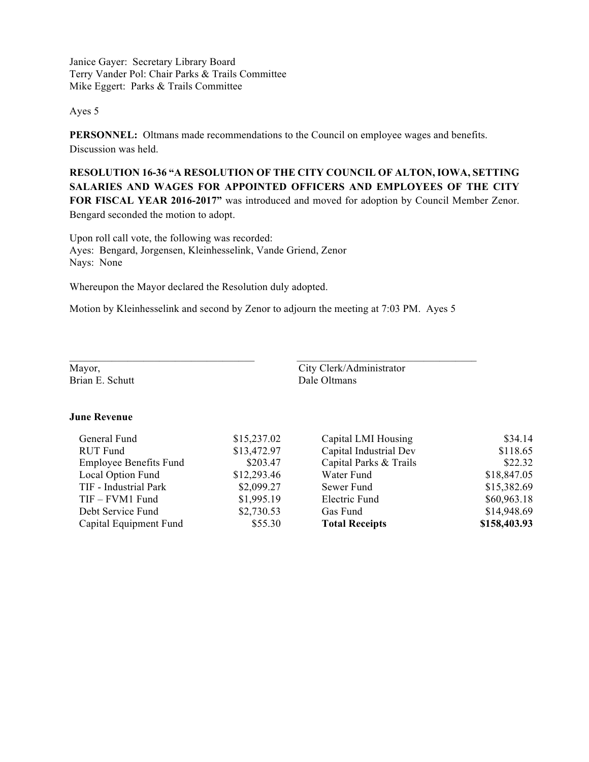Janice Gayer: Secretary Library Board
Terry Vander Pol: Chair Parks & Trails Committee
Mike Eggert: Parks & Trails Committee

Ayes 5

**PERSONNEL:** Oltmans made recommendations to the Council on employee wages and benefits. Discussion was held.

**RESOLUTION 16-36 "A RESOLUTION OF THE CITY COUNCIL OF ALTON, IOWA, SETTING SALARIES AND WAGES FOR APPOINTED OFFICERS AND EMPLOYEES OF THE CITY FOR FISCAL YEAR 2016-2017"** was introduced and moved for adoption by Council Member Zenor. Bengard seconded the motion to adopt.

Upon roll call vote, the following was recorded:
Ayes: Bengard, Jorgensen, Kleinhesselink, Vande Griend, Zenor
Nays: None

Whereupon the Mayor declared the Resolution duly adopted.

Motion by Kleinhesselink and second by Zenor to adjourn the meeting at 7:03 PM. Ayes 5

\_\_\_\_\_\_\_\_\_\_\_\_\_\_\_\_\_\_\_\_\_\_\_\_\_\_\_\_\_\_\_\_\_\_\_ \_\_\_\_\_\_\_\_\_\_\_\_\_\_\_\_\_\_\_\_\_\_\_\_\_\_\_\_\_\_\_\_\_\_\_

Mayor, Brian E. Schutt

City Clerk/Administrator Dale Oltmans

**June Revenue**

| | | | |
|---|---|---|---|
| General Fund | $15,237.02 | Capital LMI Housing | $34.14 |
| RUT Fund | $13,472.97 | Capital Industrial Dev | $118.65 |
| Employee Benefits Fund | $203.47 | Capital Parks & Trails | $22.32 |
| Local Option Fund | $12,293.46 | Water Fund | $18,847.05 |
| TIF - Industrial Park | $2,099.27 | Sewer Fund | $15,382.69 |
| TIF – FVM1 Fund | $1,995.19 | Electric Fund | $60,963.18 |
| Debt Service Fund | $2,730.53 | Gas Fund | $14,948.69 |
| Capital Equipment Fund | $55.30 | **Total Receipts** | **$158,403.93** |